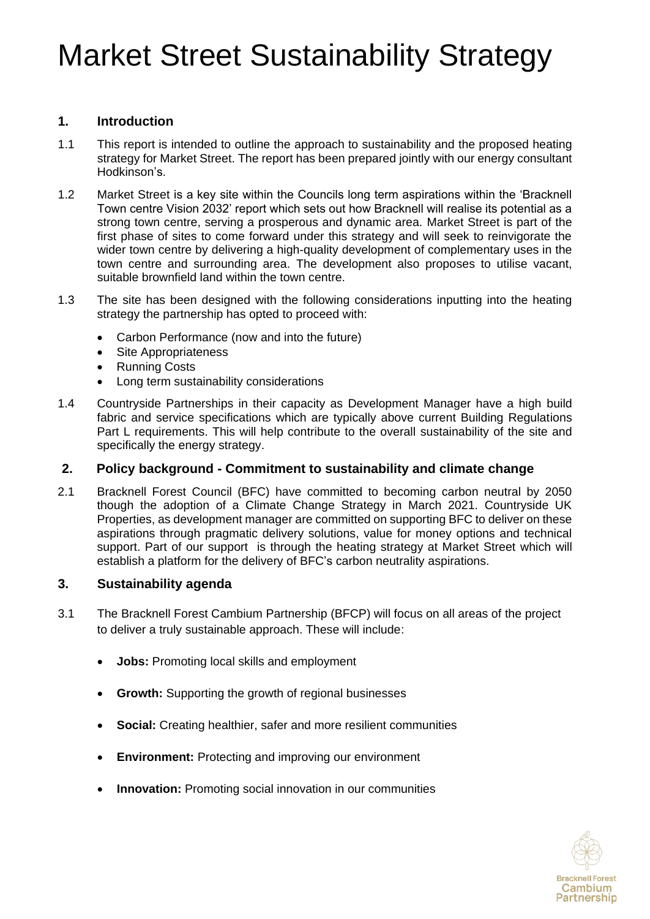# Market Street Sustainability Strategy

## 1. Introduction

1.1 This report is intended to outline the approach to sustainability and the proposed heating strategy for Market Street. The report has been prepared jointly with our energy consultant Hodkinson's.

1.2 Market Street is a key site within the Councils long term aspirations within the 'Bracknell Town centre Vision 2032' report which sets out how Bracknell will realise its potential as a strong town centre, serving a prosperous and dynamic area. Market Street is part of the first phase of sites to come forward under this strategy and will seek to reinvigorate the wider town centre by delivering a high-quality development of complementary uses in the town centre and surrounding area. The development also proposes to utilise vacant, suitable brownfield land within the town centre.

1.3 The site has been designed with the following considerations inputting into the heating strategy the partnership has opted to proceed with:

- Carbon Performance (now and into the future)
- Site Appropriateness
- Running Costs
- Long term sustainability considerations

1.4 Countryside Partnerships in their capacity as Development Manager have a high build fabric and service specifications which are typically above current Building Regulations Part L requirements. This will help contribute to the overall sustainability of the site and specifically the energy strategy.

## 2. Policy background - Commitment to sustainability and climate change

2.1 Bracknell Forest Council (BFC) have committed to becoming carbon neutral by 2050 though the adoption of a Climate Change Strategy in March 2021. Countryside UK Properties, as development manager are committed on supporting BFC to deliver on these aspirations through pragmatic delivery solutions, value for money options and technical support. Part of our support is through the heating strategy at Market Street which will establish a platform for the delivery of BFC's carbon neutrality aspirations.

## 3. Sustainability agenda

3.1 The Bracknell Forest Cambium Partnership (BFCP) will focus on all areas of the project to deliver a truly sustainable approach. These will include:

- **Jobs:** Promoting local skills and employment
- **Growth:** Supporting the growth of regional businesses
- **Social:** Creating healthier, safer and more resilient communities
- **Environment:** Protecting and improving our environment
- **Innovation:** Promoting social innovation in our communities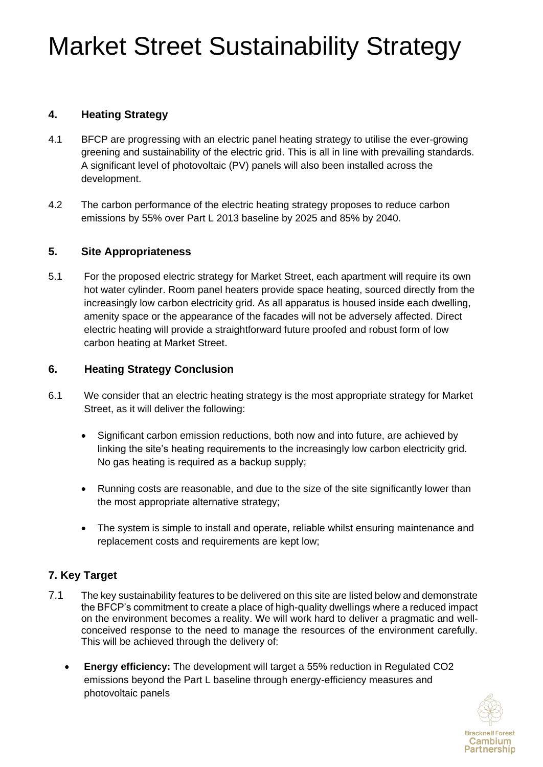# Market Street Sustainability Strategy

## 4. Heating Strategy

4.1 BFCP are progressing with an electric panel heating strategy to utilise the ever-growing greening and sustainability of the electric grid. This is all in line with prevailing standards. A significant level of photovoltaic (PV) panels will also been installed across the development.

4.2 The carbon performance of the electric heating strategy proposes to reduce carbon emissions by 55% over Part L 2013 baseline by 2025 and 85% by 2040.

## 5. Site Appropriateness

5.1 For the proposed electric strategy for Market Street, each apartment will require its own hot water cylinder. Room panel heaters provide space heating, sourced directly from the increasingly low carbon electricity grid. As all apparatus is housed inside each dwelling, amenity space or the appearance of the facades will not be adversely affected. Direct electric heating will provide a straightforward future proofed and robust form of low carbon heating at Market Street.

## 6. Heating Strategy Conclusion

6.1 We consider that an electric heating strategy is the most appropriate strategy for Market Street, as it will deliver the following:

- Significant carbon emission reductions, both now and into future, are achieved by linking the site's heating requirements to the increasingly low carbon electricity grid. No gas heating is required as a backup supply;
- Running costs are reasonable, and due to the size of the site significantly lower than the most appropriate alternative strategy;
- The system is simple to install and operate, reliable whilst ensuring maintenance and replacement costs and requirements are kept low;

## 7. Key Target

7.1 The key sustainability features to be delivered on this site are listed below and demonstrate the BFCP's commitment to create a place of high-quality dwellings where a reduced impact on the environment becomes a reality. We will work hard to deliver a pragmatic and well-conceived response to the need to manage the resources of the environment carefully. This will be achieved through the delivery of:

- **Energy efficiency:** The development will target a 55% reduction in Regulated $CO_2$ emissions beyond the Part L baseline through energy-efficiency measures and photovoltaic panels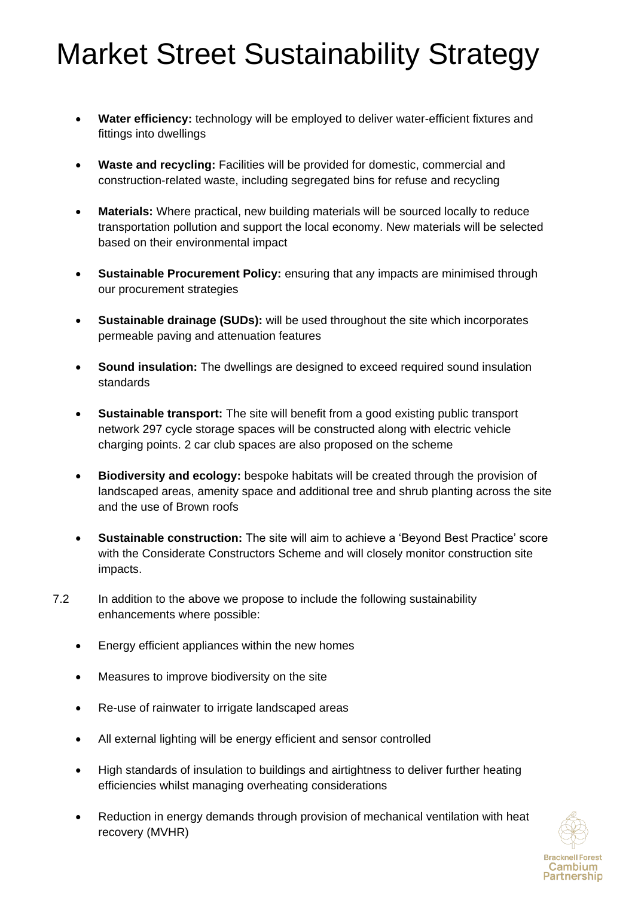# Market Street Sustainability Strategy

- **Water efficiency:** technology will be employed to deliver water-efficient fixtures and fittings into dwellings
- **Waste and recycling:** Facilities will be provided for domestic, commercial and construction-related waste, including segregated bins for refuse and recycling
- **Materials:** Where practical, new building materials will be sourced locally to reduce transportation pollution and support the local economy. New materials will be selected based on their environmental impact
- **Sustainable Procurement Policy:** ensuring that any impacts are minimised through our procurement strategies
- **Sustainable drainage (SUDs):** will be used throughout the site which incorporates permeable paving and attenuation features
- **Sound insulation:** The dwellings are designed to exceed required sound insulation standards
- **Sustainable transport:** The site will benefit from a good existing public transport network 297 cycle storage spaces will be constructed along with electric vehicle charging points. 2 car club spaces are also proposed on the scheme
- **Biodiversity and ecology:** bespoke habitats will be created through the provision of landscaped areas, amenity space and additional tree and shrub planting across the site and the use of Brown roofs
- **Sustainable construction:** The site will aim to achieve a 'Beyond Best Practice' score with the Considerate Constructors Scheme and will closely monitor construction site impacts.

7.2 In addition to the above we propose to include the following sustainability enhancements where possible:

- Energy efficient appliances within the new homes
- Measures to improve biodiversity on the site
- Re-use of rainwater to irrigate landscaped areas
- All external lighting will be energy efficient and sensor controlled
- High standards of insulation to buildings and airtightness to deliver further heating efficiencies whilst managing overheating considerations
- Reduction in energy demands through provision of mechanical ventilation with heat recovery (MVHR)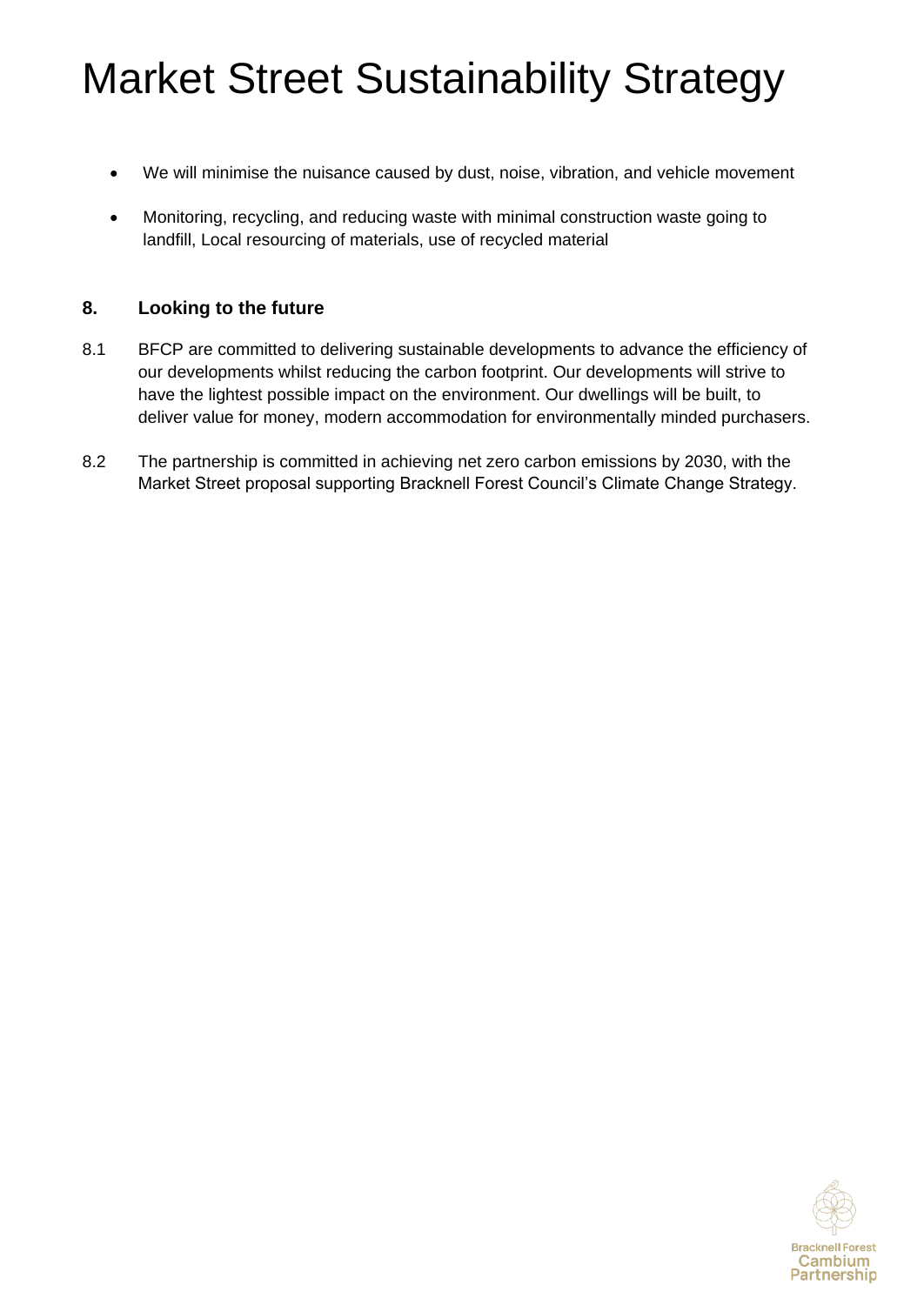- We will minimise the nuisance caused by dust, noise, vibration, and vehicle movement
- Monitoring, recycling, and reducing waste with minimal construction waste going to landfill, Local resourcing of materials, use of recycled material

## 8. Looking to the future

8.1 BFCP are committed to delivering sustainable developments to advance the efficiency of our developments whilst reducing the carbon footprint. Our developments will strive to have the lightest possible impact on the environment. Our dwellings will be built, to deliver value for money, modern accommodation for environmentally minded purchasers.

8.2 The partnership is committed in achieving net zero carbon emissions by 2030, with the Market Street proposal supporting Bracknell Forest Council's Climate Change Strategy.